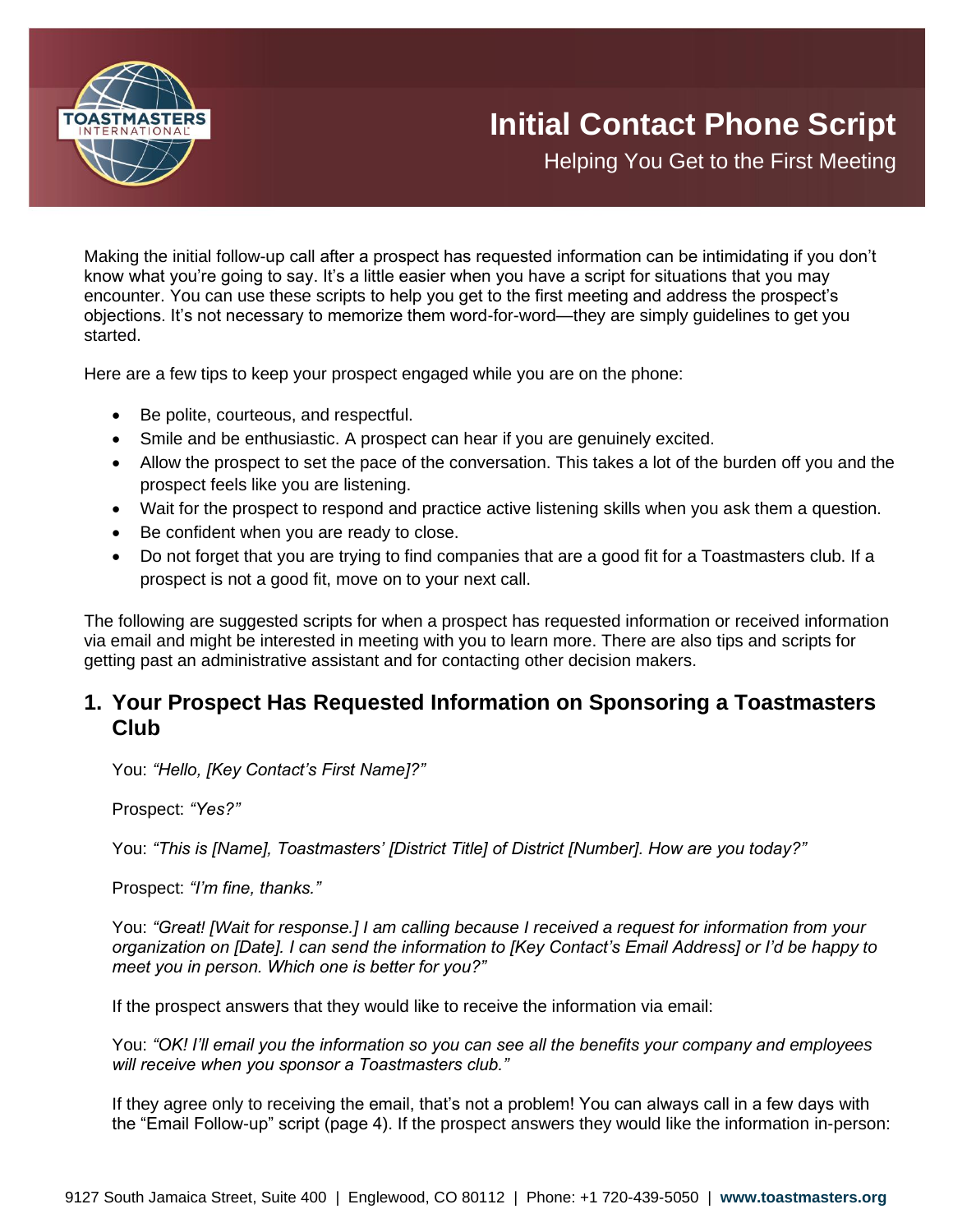# Initial Contact Phone Script

## Helping You Get to the First Meeting

Making the initial follow-up call after a prospect has requested information can be intimidating if you don't know what you're going to say. It's a little easier when you have a script for situations that you may encounter. You can use these scripts to help you get to the first meeting and address the prospect's objections. It's not necessary to memorize them word-for-word—they are simply guidelines to get you started.

Here are a few tips to keep your prospect engaged while you are on the phone:

- Be polite, courteous, and respectful.
- Smile and be enthusiastic. A prospect can hear if you are genuinely excited.
- Allow the prospect to set the pace of the conversation. This takes a lot of the burden off you and the prospect feels like you are listening.
- Wait for the prospect to respond and practice active listening skills when you ask them a question.
- Be confident when you are ready to close.
- Do not forget that you are trying to find companies that are a good fit for a Toastmasters club. If a prospect is not a good fit, move on to your next call.

The following are suggested scripts for when a prospect has requested information or received information via email and might be interested in meeting with you to learn more. There are also tips and scripts for getting past an administrative assistant and for contacting other decision makers.

## 1. Your Prospect Has Requested Information on Sponsoring a Toastmasters Club

You: *"Hello, [Key Contact's First Name]?"*

Prospect: *"Yes?"*

You: *"This is [Name], Toastmasters' [District Title] of District [Number]. How are you today?"*

Prospect: *"I'm fine, thanks."*

You: *"Great! [Wait for response.] I am calling because I received a request for information from your organization on [Date]. I can send the information to [Key Contact's Email Address] or I'd be happy to meet you in person. Which one is better for you?"*

If the prospect answers that they would like to receive the information via email:

You: *"OK! I'll email you the information so you can see all the benefits your company and employees will receive when you sponsor a Toastmasters club."*

If they agree only to receiving the email, that's not a problem! You can always call in a few days with the "Email Follow-up" script (page 4). If the prospect answers they would like the information in-person: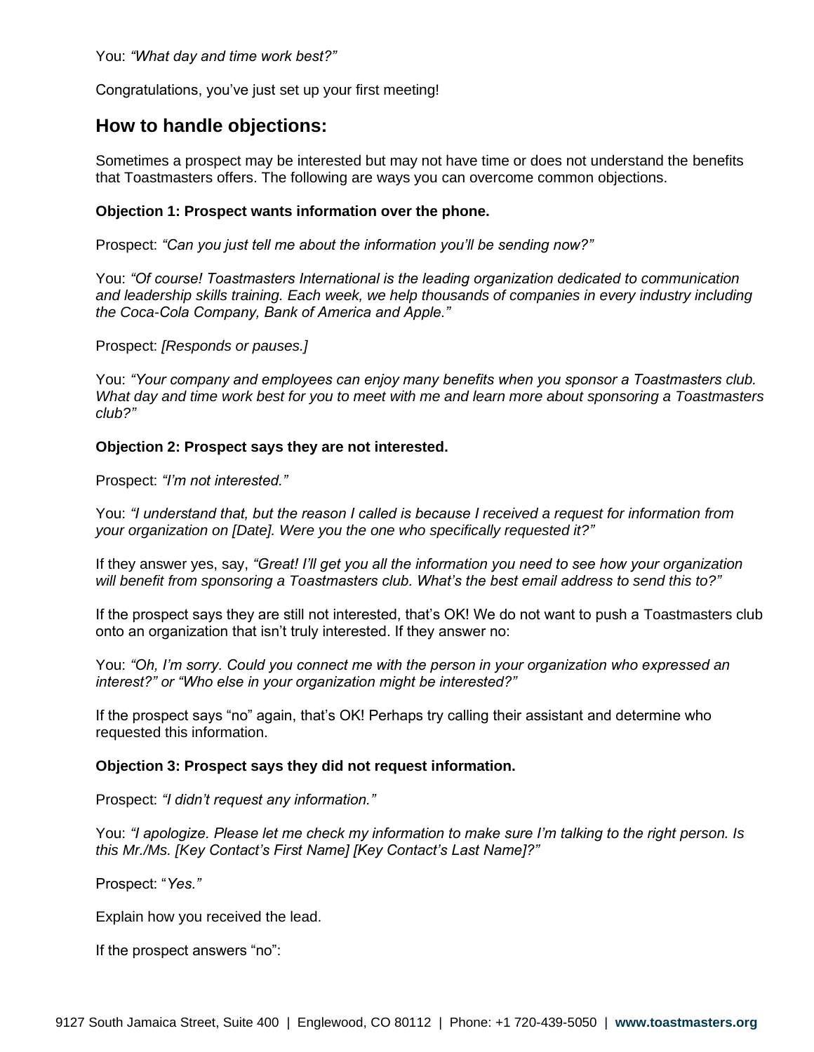You: *"What day and time work best?"*

Congratulations, you've just set up your first meeting!

## How to handle objections:

Sometimes a prospect may be interested but may not have time or does not understand the benefits that Toastmasters offers. The following are ways you can overcome common objections.

**Objection 1: Prospect wants information over the phone.**

Prospect: *"Can you just tell me about the information you'll be sending now?"*

You: *"Of course! Toastmasters International is the leading organization dedicated to communication and leadership skills training. Each week, we help thousands of companies in every industry including the Coca-Cola Company, Bank of America and Apple."*

Prospect: *[Responds or pauses.]*

You: *"Your company and employees can enjoy many benefits when you sponsor a Toastmasters club. What day and time work best for you to meet with me and learn more about sponsoring a Toastmasters club?"*

**Objection 2: Prospect says they are not interested.**

Prospect: *"I'm not interested."*

You: *"I understand that, but the reason I called is because I received a request for information from your organization on [Date]. Were you the one who specifically requested it?"*

If they answer yes, say, *"Great! I'll get you all the information you need to see how your organization will benefit from sponsoring a Toastmasters club. What's the best email address to send this to?"*

If the prospect says they are still not interested, that's OK! We do not want to push a Toastmasters club onto an organization that isn't truly interested. If they answer no:

You: *"Oh, I'm sorry. Could you connect me with the person in your organization who expressed an interest?" or "Who else in your organization might be interested?"*

If the prospect says "no" again, that's OK! Perhaps try calling their assistant and determine who requested this information.

**Objection 3: Prospect says they did not request information.**

Prospect: *"I didn't request any information."*

You: *"I apologize. Please let me check my information to make sure I'm talking to the right person. Is this Mr./Ms. [Key Contact's First Name] [Key Contact's Last Name]?"*

Prospect: "*Yes."*

Explain how you received the lead.

If the prospect answers "no":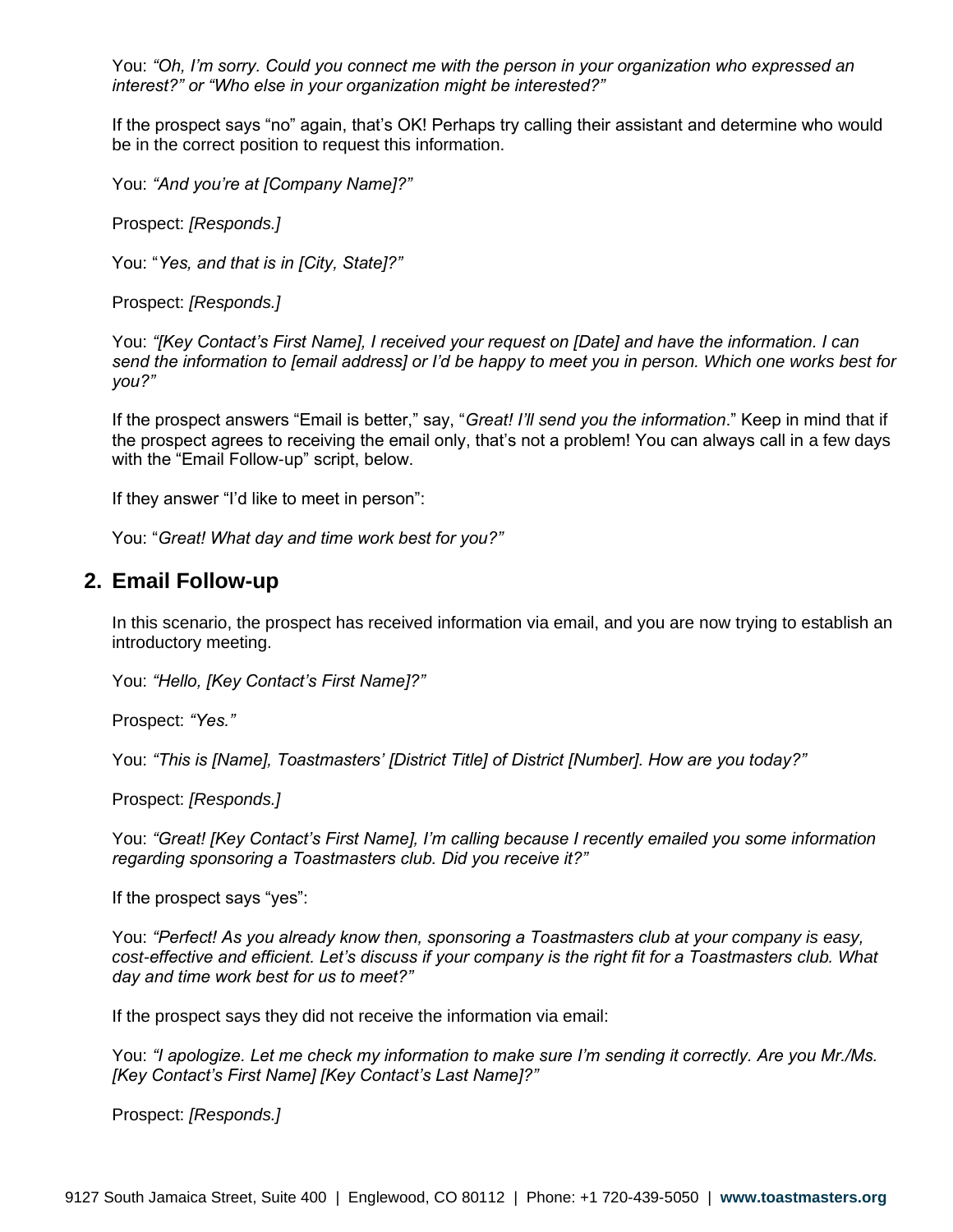You: *"Oh, I'm sorry. Could you connect me with the person in your organization who expressed an interest?" or "Who else in your organization might be interested?"*

If the prospect says "no" again, that's OK! Perhaps try calling their assistant and determine who would be in the correct position to request this information.

You: *"And you're at [Company Name]?"*

Prospect: *[Responds.]*

You: "*Yes, and that is in [City, State]?"*

Prospect: *[Responds.]*

You: *"[Key Contact's First Name], I received your request on [Date] and have the information. I can send the information to [email address] or I'd be happy to meet you in person. Which one works best for you?"*

If the prospect answers "Email is better," say, "*Great! I'll send you the information*." Keep in mind that if the prospect agrees to receiving the email only, that's not a problem! You can always call in a few days with the "Email Follow-up" script, below.

If they answer "I'd like to meet in person":

You: "*Great! What day and time work best for you?"*

## 2. Email Follow-up

In this scenario, the prospect has received information via email, and you are now trying to establish an introductory meeting.

You: *"Hello, [Key Contact's First Name]?"*

Prospect: *"Yes."*

You: *"This is [Name], Toastmasters' [District Title] of District [Number]. How are you today?"*

Prospect: *[Responds.]*

You: *"Great! [Key Contact's First Name], I'm calling because I recently emailed you some information regarding sponsoring a Toastmasters club. Did you receive it?"*

If the prospect says "yes":

You: *"Perfect! As you already know then, sponsoring a Toastmasters club at your company is easy, cost-effective and efficient. Let's discuss if your company is the right fit for a Toastmasters club. What day and time work best for us to meet?"*

If the prospect says they did not receive the information via email:

You: *"I apologize. Let me check my information to make sure I'm sending it correctly. Are you Mr./Ms. [Key Contact's First Name] [Key Contact's Last Name]?"*

Prospect: *[Responds.]*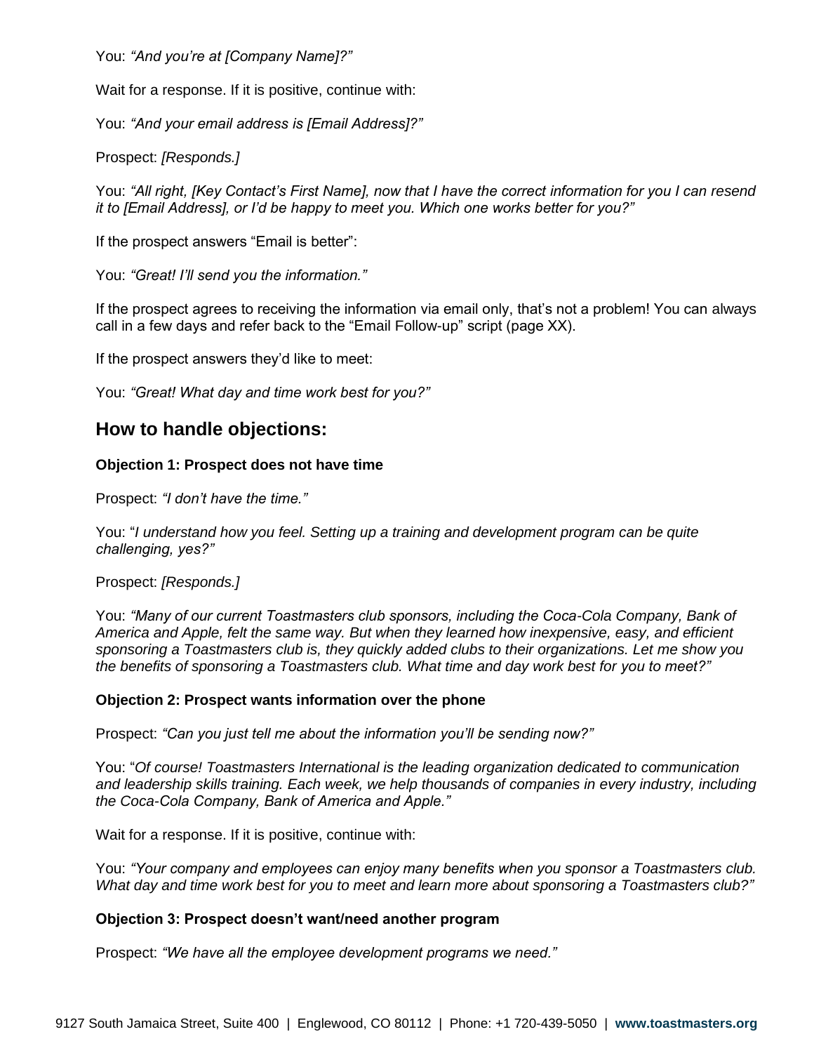You: *"And you're at [Company Name]?"*

Wait for a response. If it is positive, continue with:

You: *"And your email address is [Email Address]?"*

Prospect: *[Responds.]*

You: *"All right, [Key Contact's First Name], now that I have the correct information for you I can resend it to [Email Address], or I'd be happy to meet you. Which one works better for you?"*

If the prospect answers "Email is better":

You: *"Great! I'll send you the information."*

If the prospect agrees to receiving the information via email only, that's not a problem! You can always call in a few days and refer back to the "Email Follow-up" script (page XX).

If the prospect answers they'd like to meet:

You: *"Great! What day and time work best for you?"*

## How to handle objections:

**Objection 1: Prospect does not have time**

Prospect: *"I don't have the time."*

You: "*I understand how you feel. Setting up a training and development program can be quite challenging, yes?"*

Prospect: *[Responds.]*

You: *"Many of our current Toastmasters club sponsors, including the Coca-Cola Company, Bank of America and Apple, felt the same way. But when they learned how inexpensive, easy, and efficient sponsoring a Toastmasters club is, they quickly added clubs to their organizations. Let me show you the benefits of sponsoring a Toastmasters club. What time and day work best for you to meet?"*

**Objection 2: Prospect wants information over the phone**

Prospect: *"Can you just tell me about the information you'll be sending now?"*

You: "*Of course! Toastmasters International is the leading organization dedicated to communication and leadership skills training. Each week, we help thousands of companies in every industry, including the Coca-Cola Company, Bank of America and Apple."*

Wait for a response. If it is positive, continue with:

You: *"Your company and employees can enjoy many benefits when you sponsor a Toastmasters club. What day and time work best for you to meet and learn more about sponsoring a Toastmasters club?"*

**Objection 3: Prospect doesn't want/need another program**

Prospect: *"We have all the employee development programs we need."*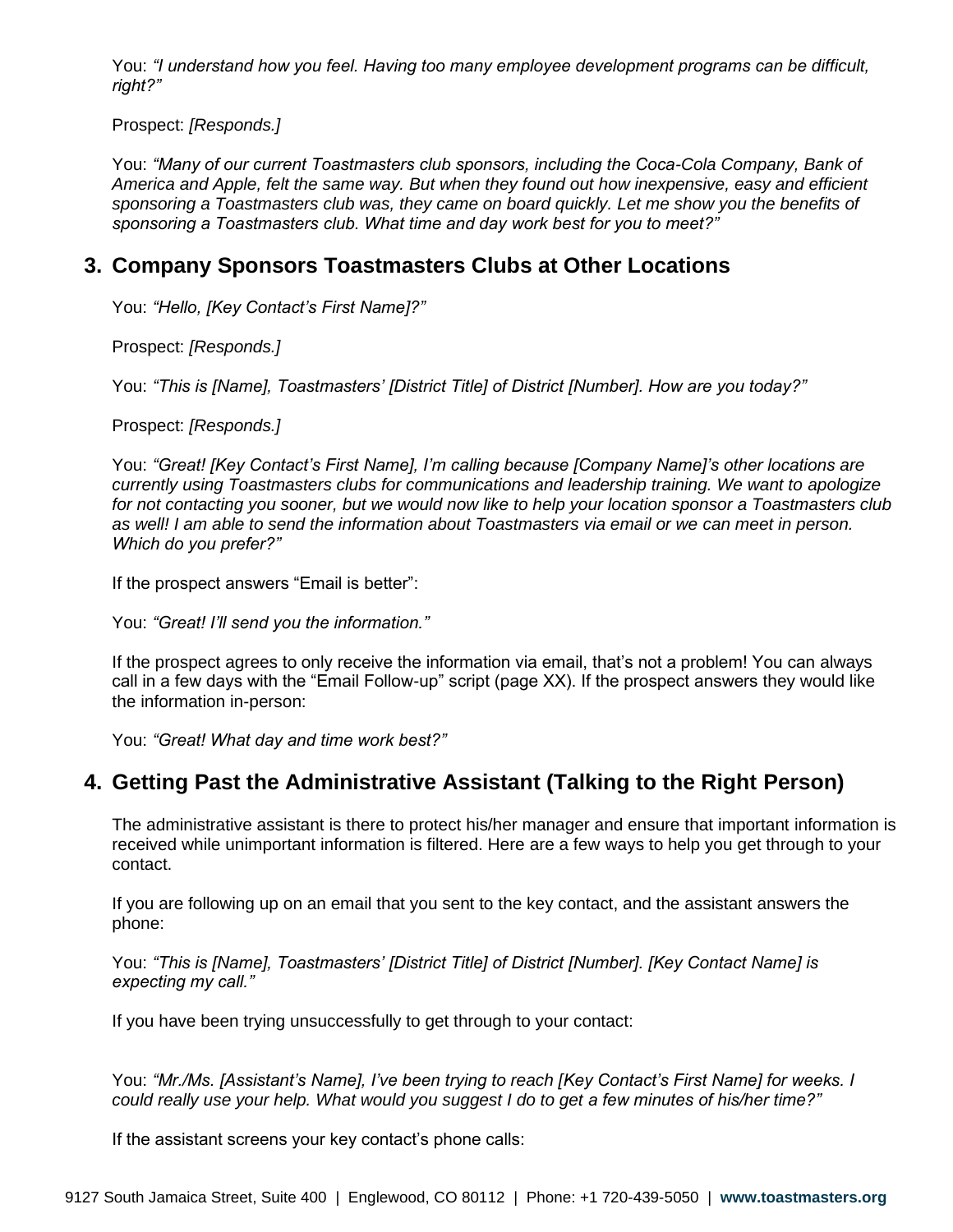You: *"I understand how you feel. Having too many employee development programs can be difficult, right?"*

Prospect: *[Responds.]*

You: *"Many of our current Toastmasters club sponsors, including the Coca-Cola Company, Bank of America and Apple, felt the same way. But when they found out how inexpensive, easy and efficient sponsoring a Toastmasters club was, they came on board quickly. Let me show you the benefits of sponsoring a Toastmasters club. What time and day work best for you to meet?"*

## 3. Company Sponsors Toastmasters Clubs at Other Locations

You: *"Hello, [Key Contact's First Name]?"*

Prospect: *[Responds.]*

You: *"This is [Name], Toastmasters' [District Title] of District [Number]. How are you today?"*

Prospect: *[Responds.]*

You: *"Great! [Key Contact's First Name], I'm calling because [Company Name]'s other locations are currently using Toastmasters clubs for communications and leadership training. We want to apologize for not contacting you sooner, but we would now like to help your location sponsor a Toastmasters club as well! I am able to send the information about Toastmasters via email or we can meet in person. Which do you prefer?"*

If the prospect answers "Email is better":

You: *"Great! I'll send you the information."*

If the prospect agrees to only receive the information via email, that's not a problem! You can always call in a few days with the "Email Follow-up" script (page XX). If the prospect answers they would like the information in-person:

You: *"Great! What day and time work best?"*

## 4. Getting Past the Administrative Assistant (Talking to the Right Person)

The administrative assistant is there to protect his/her manager and ensure that important information is received while unimportant information is filtered. Here are a few ways to help you get through to your contact.

If you are following up on an email that you sent to the key contact, and the assistant answers the phone:

You: *"This is [Name], Toastmasters' [District Title] of District [Number]. [Key Contact Name] is expecting my call."*

If you have been trying unsuccessfully to get through to your contact:

You: *"Mr./Ms. [Assistant's Name], I've been trying to reach [Key Contact's First Name] for weeks. I could really use your help. What would you suggest I do to get a few minutes of his/her time?"*

If the assistant screens your key contact's phone calls: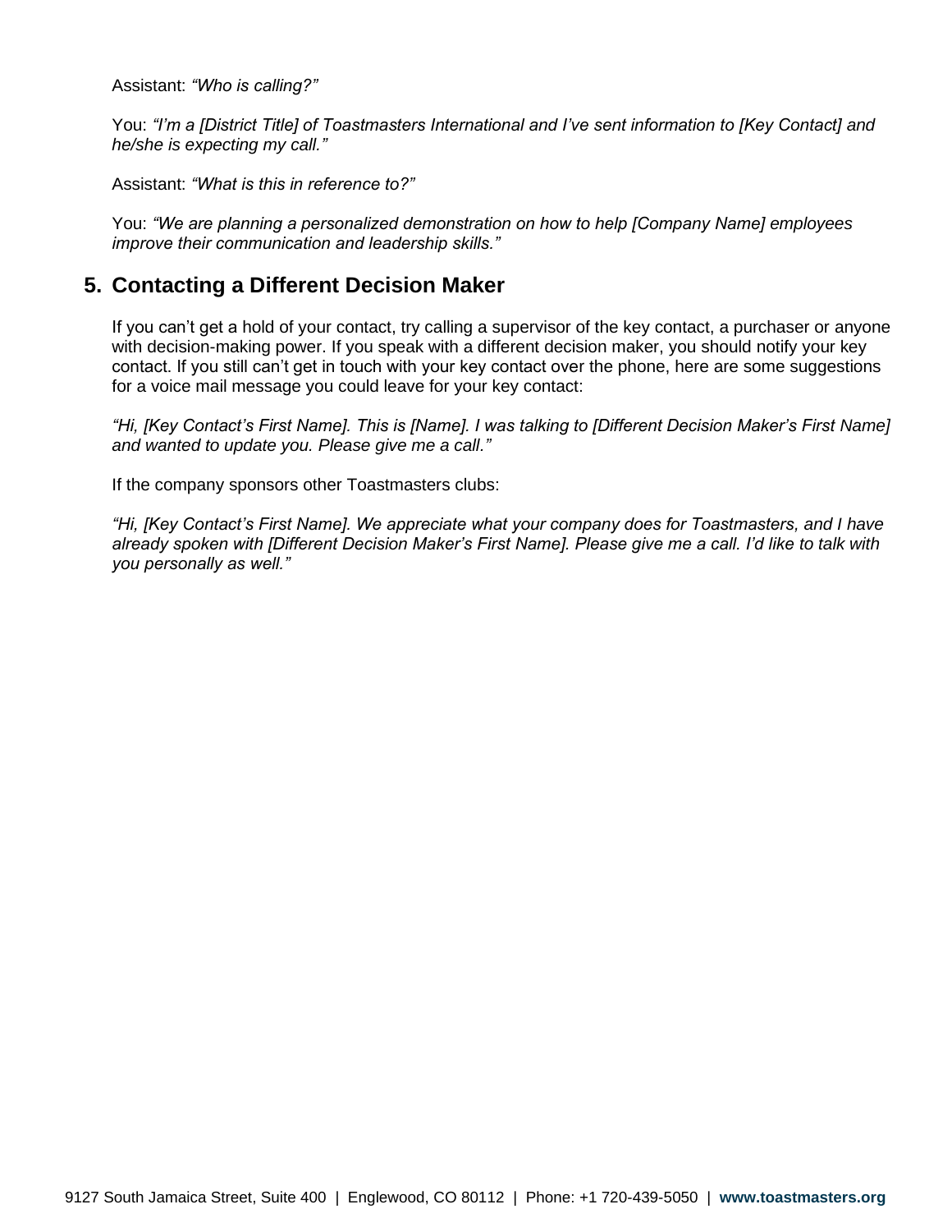Assistant: *"Who is calling?"*

You: *"I'm a [District Title] of Toastmasters International and I've sent information to [Key Contact] and he/she is expecting my call."*

Assistant: *"What is this in reference to?"*

You: *"We are planning a personalized demonstration on how to help [Company Name] employees improve their communication and leadership skills."*

## 5. Contacting a Different Decision Maker

If you can't get a hold of your contact, try calling a supervisor of the key contact, a purchaser or anyone with decision-making power. If you speak with a different decision maker, you should notify your key contact. If you still can't get in touch with your key contact over the phone, here are some suggestions for a voice mail message you could leave for your key contact:

*"Hi, [Key Contact's First Name]. This is [Name]. I was talking to [Different Decision Maker's First Name] and wanted to update you. Please give me a call."*

If the company sponsors other Toastmasters clubs:

*"Hi, [Key Contact's First Name]. We appreciate what your company does for Toastmasters, and I have already spoken with [Different Decision Maker's First Name]. Please give me a call. I'd like to talk with you personally as well."*